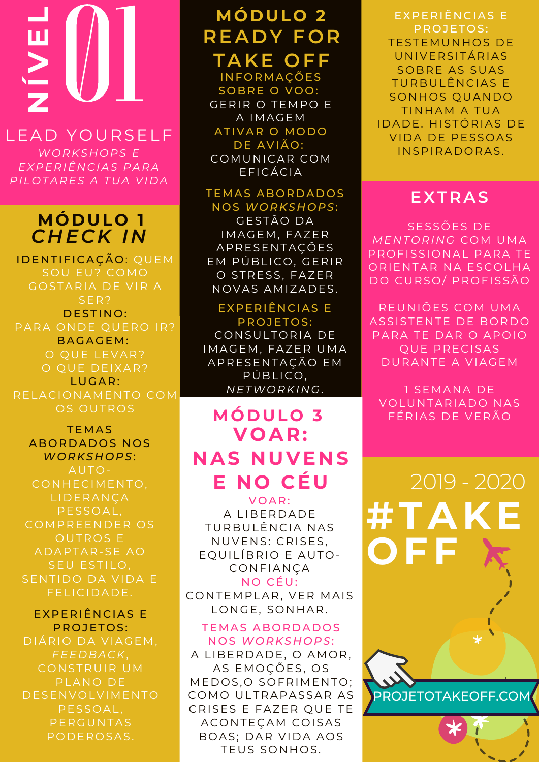# NÍVEL 01

## LEAD YOURSELF

*WORKSHOPS E EXPERIÊNCIAS PARA PILOTARES A TUA VIDA*

## MÓDULO 1 *CHECK IN*

**IDENTIFICAÇÃO:** QUEM SOU EU? COMO GOSTARIA DE VIR A SER?

**DESTINO:**
PARA ONDE QUERO IR?

**BAGAGEM:**
O QUE LEVAR?
O QUE DEIXAR?

**LUGAR:**
RELACIONAMENTO COM OS OUTROS

**TEMAS ABORDADOS NOS *WORKSHOPS*:**
AUTO-CONHECIMENTO, LIDERANÇA PESSOAL, COMPREENDER OS OUTROS E ADAPTAR-SE AO SEU ESTILO, SENTIDO DA VIDA E FELICIDADE.

**EXPERIÊNCIAS E PROJETOS:**
DIÁRIO DA VIAGEM, *FEEDBACK*, CONSTRUIR UM PLANO DE DESENVOLVIMENTO PESSOAL, PERGUNTAS PODEROSAS.

## MÓDULO 2 READY FOR TAKE OFF

**INFORMAÇÕES SOBRE O VOO:**
GERIR O TEMPO E A IMAGEM

**ATIVAR O MODO DE AVIÃO:**
COMUNICAR COM EFICÁCIA

**TEMAS ABORDADOS NOS *WORKSHOPS*:**
GESTÃO DA IMAGEM, FAZER APRESENTAÇÕES EM PÚBLICO, GERIR O STRESS, FAZER NOVAS AMIZADES.

**EXPERIÊNCIAS E PROJETOS:**
CONSULTORIA DE IMAGEM, FAZER UMA APRESENTAÇÃO EM PÚBLICO, *NETWORKING*.

## MÓDULO 3 VOAR: NAS NUVENS E NO CÉU

**VOAR:**
A LIBERDADE
TURBULÊNCIA NAS NUVENS: CRISES, EQUILÍBRIO E AUTO-CONFIANÇA

**NO CÉU:**
CONTEMPLAR, VER MAIS LONGE, SONHAR.

**TEMAS ABORDADOS NOS *WORKSHOPS*:**
A LIBERDADE, O AMOR, AS EMOÇÕES, OS MEDOS,O SOFRIMENTO; COMO ULTRAPASSAR AS CRISES E FAZER QUE TE ACONTEÇAM COISAS BOAS; DAR VIDA AOS TEUS SONHOS.

**EXPERIÊNCIAS E PROJETOS:**
TESTEMUNHOS DE UNIVERSITÁRIAS SOBRE AS SUAS TURBULÊNCIAS E SONHOS QUANDO TINHAM A TUA IDADE. HISTÓRIAS DE VIDA DE PESSOAS INSPIRADORAS.

## EXTRAS

SESSÕES DE *MENTORING* COM UMA PROFISSIONAL PARA TE ORIENTAR NA ESCOLHA DO CURSO/ PROFISSÃO

REUNIÕES COM UMA ASSISTENTE DE BORDO PARA TE DAR O APOIO QUE PRECISAS DURANTE A VIAGEM

1 SEMANA DE VOLUNTARIADO NAS FÉRIAS DE VERÃO

2019 - 2020

# #TAKE OFF

PROJETOTAKEOFF.COM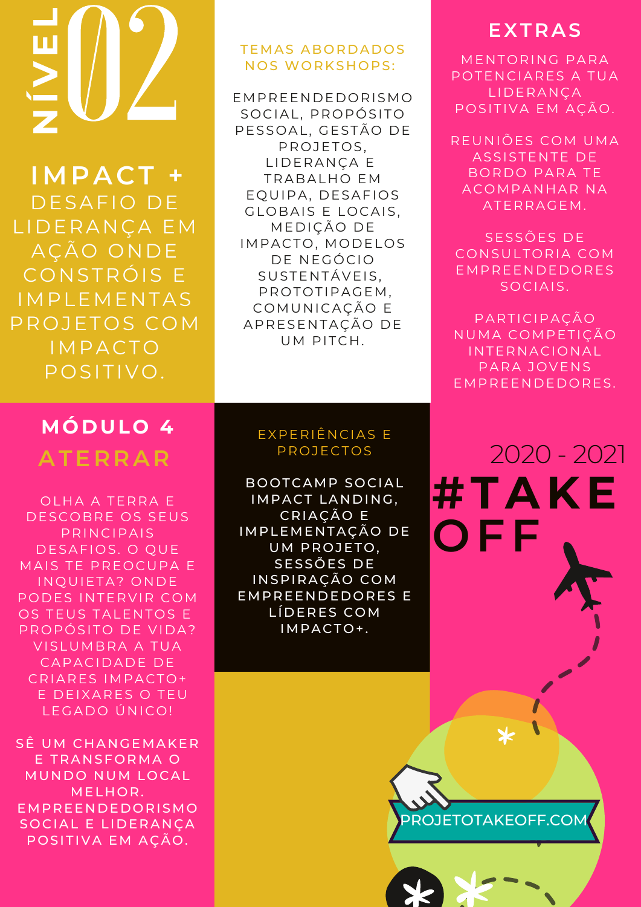# NÍVEL 02

## IMPACT +

DESAFIO DE LIDERANÇA EM AÇÃO ONDE CONSTRÓIS E IMPLEMENTAS PROJETOS COM IMPACTO POSITIVO.

### TEMAS ABORDADOS NOS WORKSHOPS:

EMPREENDEDORISMO SOCIAL, PROPÓSITO PESSOAL, GESTÃO DE PROJETOS, LIDERANÇA E TRABALHO EM EQUIPA, DESAFIOS GLOBAIS E LOCAIS, MEDIÇÃO DE IMPACTO, MODELOS DE NEGÓCIO SUSTENTÁVEIS, PROTOTIPAGEM, COMUNICAÇÃO E APRESENTAÇÃO DE UM PITCH.

### EXTRAS

MENTORING PARA POTENCIARES A TUA LIDERANÇA POSITIVA EM AÇÃO.

REUNIÕES COM UMA ASSISTENTE DE BORDO PARA TE ACOMPANHAR NA ATERRAGEM.

SESSÕES DE CONSULTORIA COM EMPREENDEDORES SOCIAIS.

PARTICIPAÇÃO NUMA COMPETIÇÃO INTERNACIONAL PARA JOVENS EMPREENDEDORES.

## MÓDULO 4

### ATERRAR

OLHA A TERRA E DESCOBRE OS SEUS PRINCIPAIS DESAFIOS. O QUE MAIS TE PREOCUPA E INQUIETA? ONDE PODES INTERVIR COM OS TEUS TALENTOS E PROPÓSITO DE VIDA? VISLUMBRA A TUA CAPACIDADE DE CRIARES IMPACTO+ E DEIXARES O TEU LEGADO ÚNICO!

**SÊ UM CHANGEMAKER E TRANSFORMA O MUNDO NUM LOCAL MELHOR. EMPREENDEDORISMO SOCIAL E LIDERANÇA POSITIVA EM AÇÃO.**

### EXPERIÊNCIAS E PROJECTOS

**BOOTCAMP SOCIAL IMPACT LANDING, CRIAÇÃO E IMPLEMENTAÇÃO DE UM PROJETO, SESSÕES DE INSPIRAÇÃO COM EMPREENDEDORES E LÍDERES COM IMPACTO+.**

2020 - 2021

# #TAKE OFF

PROJETOTAKEOFF.COM